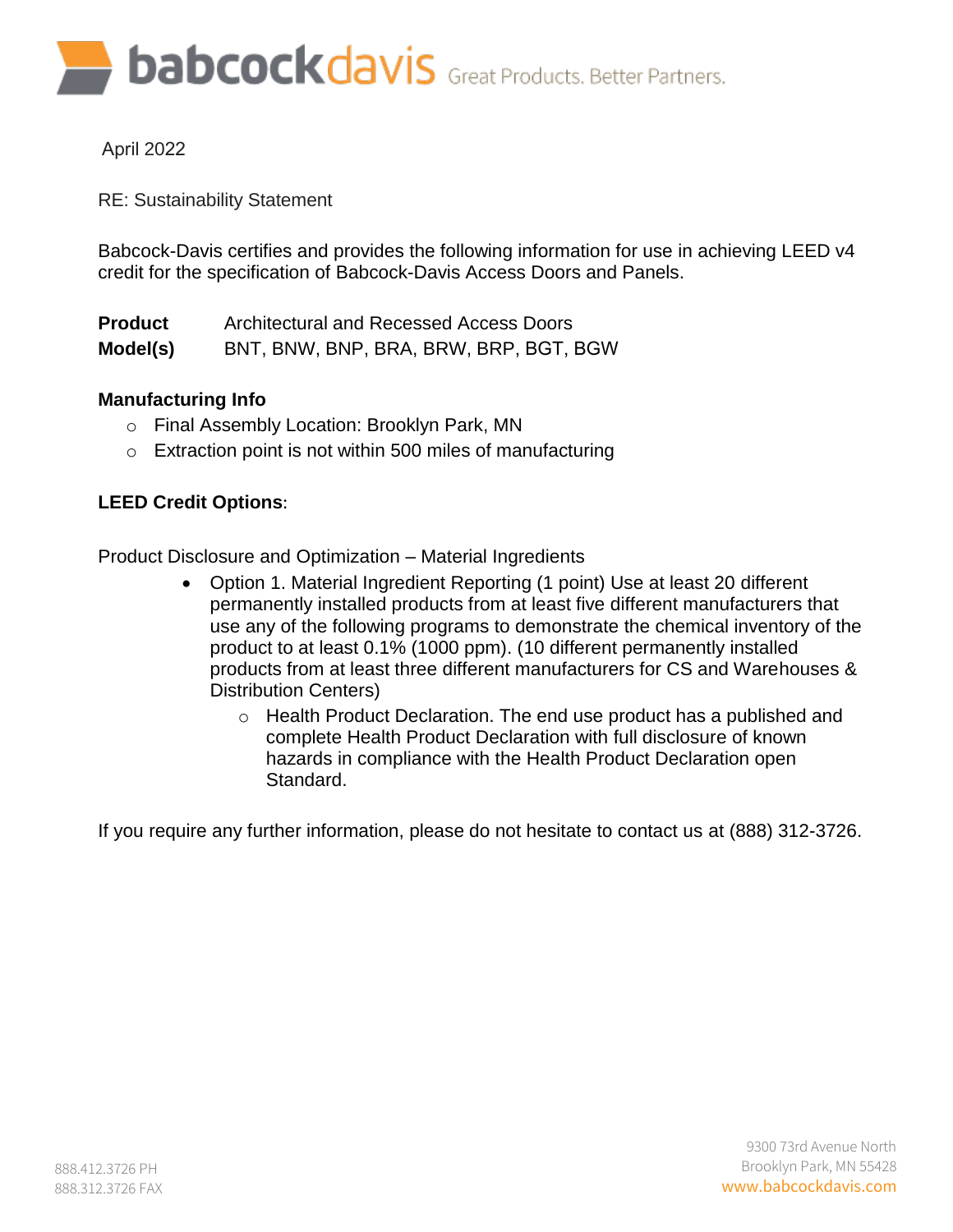babcockdavis Great Products. Better Partners.

April 2022

RE: Sustainability Statement

Babcock-Davis certifies and provides the following information for use in achieving LEED v4 credit for the specification of Babcock-Davis Access Doors and Panels.

**Product** Architectural and Recessed Access Doors
**Model(s)** BNT, BNW, BNP, BRA, BRW, BRP, BGT, BGW

**Manufacturing Info**

- Final Assembly Location: Brooklyn Park, MN
- Extraction point is not within 500 miles of manufacturing

**LEED Credit Options**:

Product Disclosure and Optimization – Material Ingredients

- Option 1. Material Ingredient Reporting (1 point) Use at least 20 different permanently installed products from at least five different manufacturers that use any of the following programs to demonstrate the chemical inventory of the product to at least 0.1% (1000 ppm). (10 different permanently installed products from at least three different manufacturers for CS and Warehouses & Distribution Centers)
  - Health Product Declaration. The end use product has a published and complete Health Product Declaration with full disclosure of known hazards in compliance with the Health Product Declaration open Standard.

If you require any further information, please do not hesitate to contact us at (888) 312-3726.

888.412.3726 PH
888.312.3726 FAX

9300 73rd Avenue North
Brooklyn Park, MN 55428
www.babcockdavis.com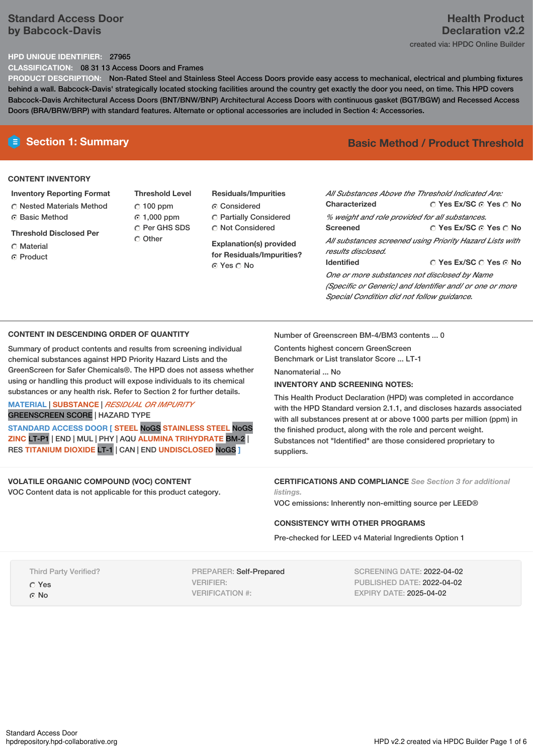# Standard Access Door by Babcock-Davis

# Health Product Declaration v2.2

created via: HPDC Online Builder

**HPD UNIQUE IDENTIFIER:** 27965

**CLASSIFICATION:** 08 31 13 Access Doors and Frames

**PRODUCT DESCRIPTION:** Non-Rated Steel and Stainless Steel Access Doors provide easy access to mechanical, electrical and plumbing fixtures behind a wall. Babcock-Davis' strategically located stocking facilities around the country get exactly the door you need, on time. This HPD covers Babcock-Davis Architectural Access Doors (BNT/BNW/BNP) Architectural Access Doors with continuous gasket (BGT/BGW) and Recessed Access Doors (BRA/BRW/BRP) with standard features. Alternate or optional accessories are included in Section 4: Accessories.

## Section 1: Summary

**Basic Method / Product Threshold**

### CONTENT INVENTORY

**Inventory Reporting Format**
- ○ Nested Materials Method
- ● Basic Method

**Threshold Disclosed Per**
- ○ Material
- ● Product

**Threshold Level**
- ○ 100 ppm
- ● 1,000 ppm
- ○ Per GHS SDS
- ○ Other

**Residuals/Impurities**
- ● Considered
- ○ Partially Considered
- ○ Not Considered

**Explanation(s) provided for Residuals/Impurities?**
● Yes ○ No

*All Substances Above the Threshold Indicated Are:*

**Characterized** ○ Yes Ex/SC ● Yes ○ No

*% weight and role provided for all substances.*

**Screened** ○ Yes Ex/SC ● Yes ○ No

*All substances screened using Priority Hazard Lists with results disclosed.*

**Identified** ○ Yes Ex/SC ○ Yes ● No

*One or more substances not disclosed by Name (Specific or Generic) and Identifier and/ or one or more Special Condition did not follow guidance.*

### CONTENT IN DESCENDING ORDER OF QUANTITY

Summary of product contents and results from screening individual chemical substances against HPD Priority Hazard Lists and the GreenScreen for Safer Chemicals®. The HPD does not assess whether using or handling this product will expose individuals to its chemical substances or any health risk. Refer to Section 2 for further details.

MATERIAL | SUBSTANCE | *RESIDUAL OR IMPURITY*
GREENSCREEN SCORE | HAZARD TYPE

STANDARD ACCESS DOOR [ STEEL NoGS STAINLESS STEEL NoGS ZINC LT-P1 | END | MUL | PHY | AQU ALUMINA TRIHYDRATE BM-2 | RES TITANIUM DIOXIDE LT-1 | CAN | END UNDISCLOSED NoGS ]

Number of Greenscreen BM-4/BM3 contents ... 0

Contents highest concern GreenScreen Benchmark or List translator Score ... LT-1

Nanomaterial ... No

**INVENTORY AND SCREENING NOTES:**

This Health Product Declaration (HPD) was completed in accordance with the HPD Standard version 2.1.1, and discloses hazards associated with all substances present at or above 1000 parts per million (ppm) in the finished product, along with the role and percent weight. Substances not "Identified" are those considered proprietary to suppliers.

### VOLATILE ORGANIC COMPOUND (VOC) CONTENT

VOC Content data is not applicable for this product category.

### CERTIFICATIONS AND COMPLIANCE *See Section 3 for additional listings.*

VOC emissions: Inherently non-emitting source per LEED®

### CONSISTENCY WITH OTHER PROGRAMS

Pre-checked for LEED v4 Material Ingredients Option 1

Third Party Verified?
- ○ Yes
- ● No

PREPARER: Self-Prepared
VERIFIER:
VERIFICATION #:

SCREENING DATE: 2022-04-02
PUBLISHED DATE: 2022-04-02
EXPIRY DATE: 2025-04-02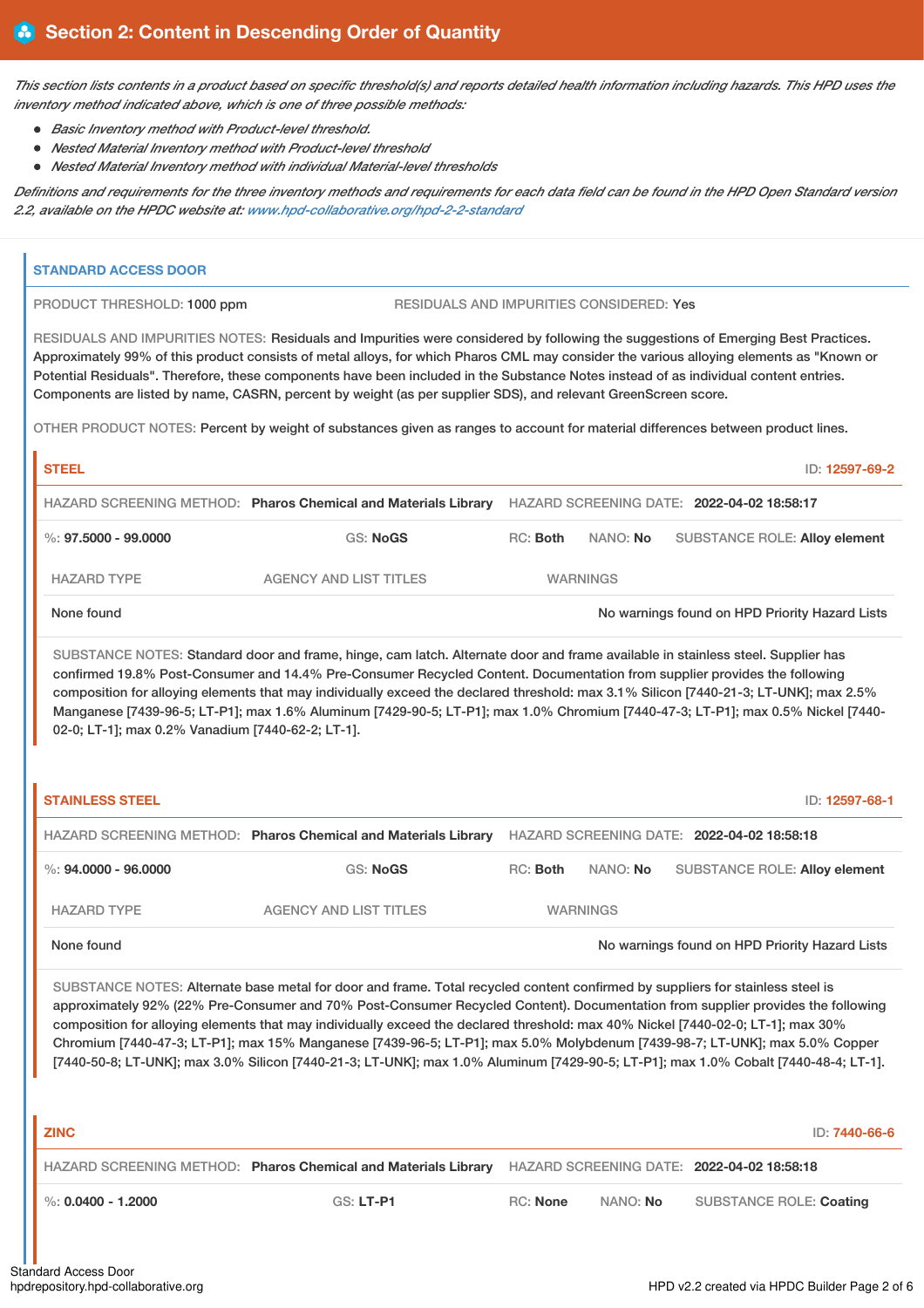## Section 2: Content in Descending Order of Quantity

*This section lists contents in a product based on specific threshold(s) and reports detailed health information including hazards. This HPD uses the inventory method indicated above, which is one of three possible methods:*

- *Basic Inventory method with Product-level threshold.*
- *Nested Material Inventory method with Product-level threshold*
- *Nested Material Inventory method with individual Material-level thresholds*

*Definitions and requirements for the three inventory methods and requirements for each data field can be found in the HPD Open Standard version 2.2, available on the HPDC website at: www.hpd-collaborative.org/hpd-2-2-standard*

### STANDARD ACCESS DOOR

PRODUCT THRESHOLD: 1000 ppm

RESIDUALS AND IMPURITIES CONSIDERED: Yes

RESIDUALS AND IMPURITIES NOTES: Residuals and Impurities were considered by following the suggestions of Emerging Best Practices. Approximately 99% of this product consists of metal alloys, for which Pharos CML may consider the various alloying elements as "Known or Potential Residuals". Therefore, these components have been included in the Substance Notes instead of as individual content entries. Components are listed by name, CASRN, percent by weight (as per supplier SDS), and relevant GreenScreen score.

OTHER PRODUCT NOTES: Percent by weight of substances given as ranges to account for material differences between product lines.

#### STEEL

ID: 12597-69-2

HAZARD SCREENING METHOD: **Pharos Chemical and Materials Library** HAZARD SCREENING DATE: **2022-04-02 18:58:17**

%: **97.5000 - 99.0000** GS: **NoGS** RC: **Both** NANO: **No** SUBSTANCE ROLE: **Alloy element**

| HAZARD TYPE | AGENCY AND LIST TITLES | WARNINGS |
|---|---|---|
| None found | | No warnings found on HPD Priority Hazard Lists |

SUBSTANCE NOTES: Standard door and frame, hinge, cam latch. Alternate door and frame available in stainless steel. Supplier has confirmed 19.8% Post-Consumer and 14.4% Pre-Consumer Recycled Content. Documentation from supplier provides the following composition for alloying elements that may individually exceed the declared threshold: max 3.1% Silicon [7440-21-3; LT-UNK]; max 2.5% Manganese [7439-96-5; LT-P1]; max 1.6% Aluminum [7429-90-5; LT-P1]; max 1.0% Chromium [7440-47-3; LT-P1]; max 0.5% Nickel [7440-02-0; LT-1]; max 0.2% Vanadium [7440-62-2; LT-1].

#### STAINLESS STEEL

ID: 12597-68-1

HAZARD SCREENING METHOD: **Pharos Chemical and Materials Library** HAZARD SCREENING DATE: **2022-04-02 18:58:18**

%: **94.0000 - 96.0000** GS: **NoGS** RC: **Both** NANO: **No** SUBSTANCE ROLE: **Alloy element**

| HAZARD TYPE | AGENCY AND LIST TITLES | WARNINGS |
|---|---|---|
| None found | | No warnings found on HPD Priority Hazard Lists |

SUBSTANCE NOTES: Alternate base metal for door and frame. Total recycled content confirmed by suppliers for stainless steel is approximately 92% (22% Pre-Consumer and 70% Post-Consumer Recycled Content). Documentation from supplier provides the following composition for alloying elements that may individually exceed the declared threshold: max 40% Nickel [7440-02-0; LT-1]; max 30% Chromium [7440-47-3; LT-P1]; max 15% Manganese [7439-96-5; LT-P1]; max 5.0% Molybdenum [7439-98-7; LT-UNK]; max 5.0% Copper [7440-50-8; LT-UNK]; max 3.0% Silicon [7440-21-3; LT-UNK]; max 1.0% Aluminum [7429-90-5; LT-P1]; max 1.0% Cobalt [7440-48-4; LT-1].

#### ZINC

ID: 7440-66-6

HAZARD SCREENING METHOD: **Pharos Chemical and Materials Library** HAZARD SCREENING DATE: **2022-04-02 18:58:18**

%: **0.0400 - 1.2000** GS: **LT-P1** RC: **None** NANO: **No** SUBSTANCE ROLE: **Coating**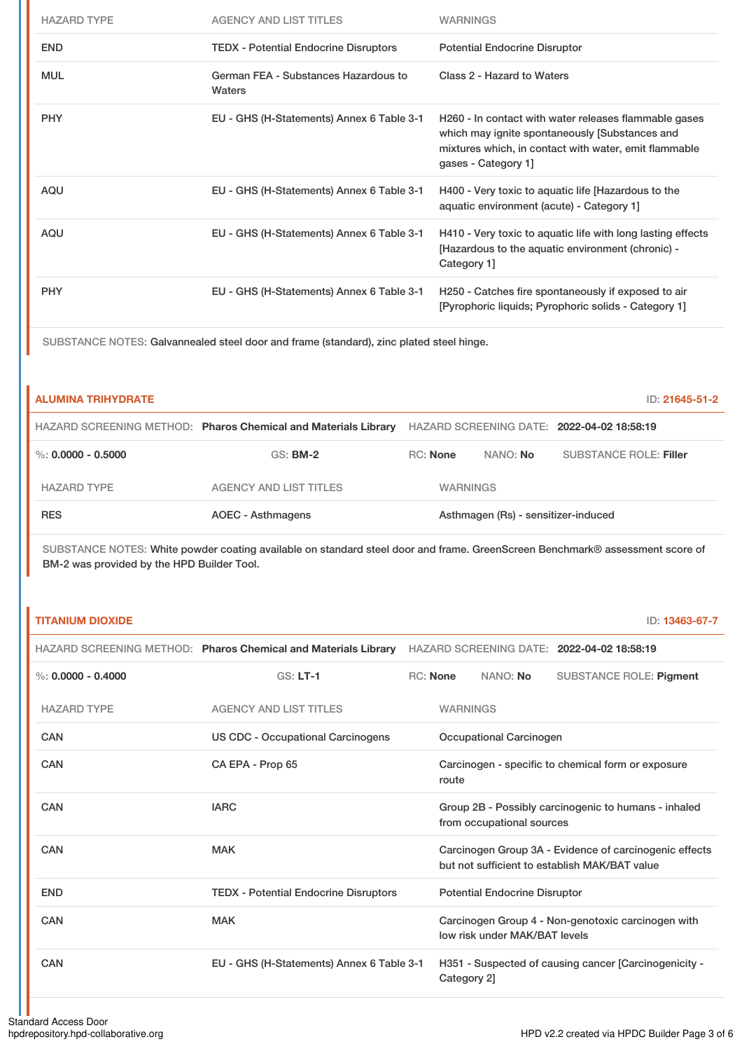| HAZARD TYPE | AGENCY AND LIST TITLES | WARNINGS |
|---|---|---|
| END | TEDX - Potential Endocrine Disruptors | Potential Endocrine Disruptor |
| MUL | German FEA - Substances Hazardous to Waters | Class 2 - Hazard to Waters |
| PHY | EU - GHS (H-Statements) Annex 6 Table 3-1 | H260 - In contact with water releases flammable gases which may ignite spontaneously [Substances and mixtures which, in contact with water, emit flammable gases - Category 1] |
| AQU | EU - GHS (H-Statements) Annex 6 Table 3-1 | H400 - Very toxic to aquatic life [Hazardous to the aquatic environment (acute) - Category 1] |
| AQU | EU - GHS (H-Statements) Annex 6 Table 3-1 | H410 - Very toxic to aquatic life with long lasting effects [Hazardous to the aquatic environment (chronic) - Category 1] |
| PHY | EU - GHS (H-Statements) Annex 6 Table 3-1 | H250 - Catches fire spontaneously if exposed to air [Pyrophoric liquids; Pyrophoric solids - Category 1] |

SUBSTANCE NOTES: Galvannealed steel door and frame (standard), zinc plated steel hinge.

## ALUMINA TRIHYDRATE

ID: 21645-51-2

HAZARD SCREENING METHOD: **Pharos Chemical and Materials Library** HAZARD SCREENING DATE: **2022-04-02 18:58:19**

%: **0.0000 - 0.5000** GS: **BM-2** RC: **None** NANO: **No** SUBSTANCE ROLE: **Filler**

| HAZARD TYPE | AGENCY AND LIST TITLES | WARNINGS |
|---|---|---|
| RES | AOEC - Asthmagens | Asthmagen (Rs) - sensitizer-induced |

SUBSTANCE NOTES: White powder coating available on standard steel door and frame. GreenScreen Benchmark® assessment score of BM-2 was provided by the HPD Builder Tool.

## TITANIUM DIOXIDE

ID: 13463-67-7

HAZARD SCREENING METHOD: **Pharos Chemical and Materials Library** HAZARD SCREENING DATE: **2022-04-02 18:58:19**

%: **0.0000 - 0.4000** GS: **LT-1** RC: **None** NANO: **No** SUBSTANCE ROLE: **Pigment**

| HAZARD TYPE | AGENCY AND LIST TITLES | WARNINGS |
|---|---|---|
| CAN | US CDC - Occupational Carcinogens | Occupational Carcinogen |
| CAN | CA EPA - Prop 65 | Carcinogen - specific to chemical form or exposure route |
| CAN | IARC | Group 2B - Possibly carcinogenic to humans - inhaled from occupational sources |
| CAN | MAK | Carcinogen Group 3A - Evidence of carcinogenic effects but not sufficient to establish MAK/BAT value |
| END | TEDX - Potential Endocrine Disruptors | Potential Endocrine Disruptor |
| CAN | MAK | Carcinogen Group 4 - Non-genotoxic carcinogen with low risk under MAK/BAT levels |
| CAN | EU - GHS (H-Statements) Annex 6 Table 3-1 | H351 - Suspected of causing cancer [Carcinogenicity - Category 2] |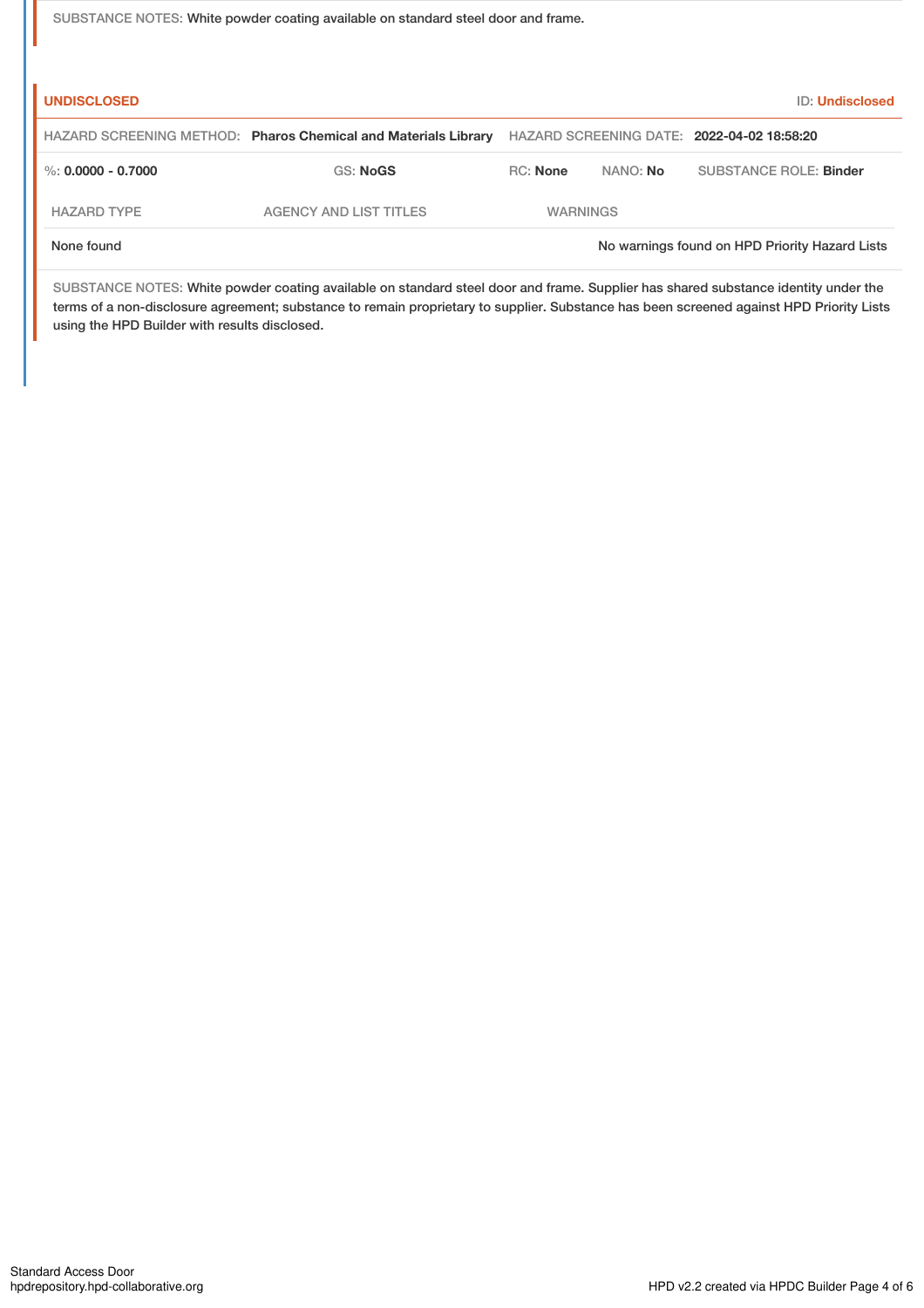SUBSTANCE NOTES: White powder coating available on standard steel door and frame.

**UNDISCLOSED** ID: **Undisclosed**

HAZARD SCREENING METHOD: **Pharos Chemical and Materials Library** HAZARD SCREENING DATE: **2022-04-02 18:58:20**

%: **0.0000 - 0.7000** GS: **NoGS** RC: **None** NANO: **No** SUBSTANCE ROLE: **Binder**

| HAZARD TYPE | AGENCY AND LIST TITLES | WARNINGS |
|---|---|---|
| None found | | No warnings found on HPD Priority Hazard Lists |

SUBSTANCE NOTES: White powder coating available on standard steel door and frame. Supplier has shared substance identity under the terms of a non-disclosure agreement; substance to remain proprietary to supplier. Substance has been screened against HPD Priority Lists using the HPD Builder with results disclosed.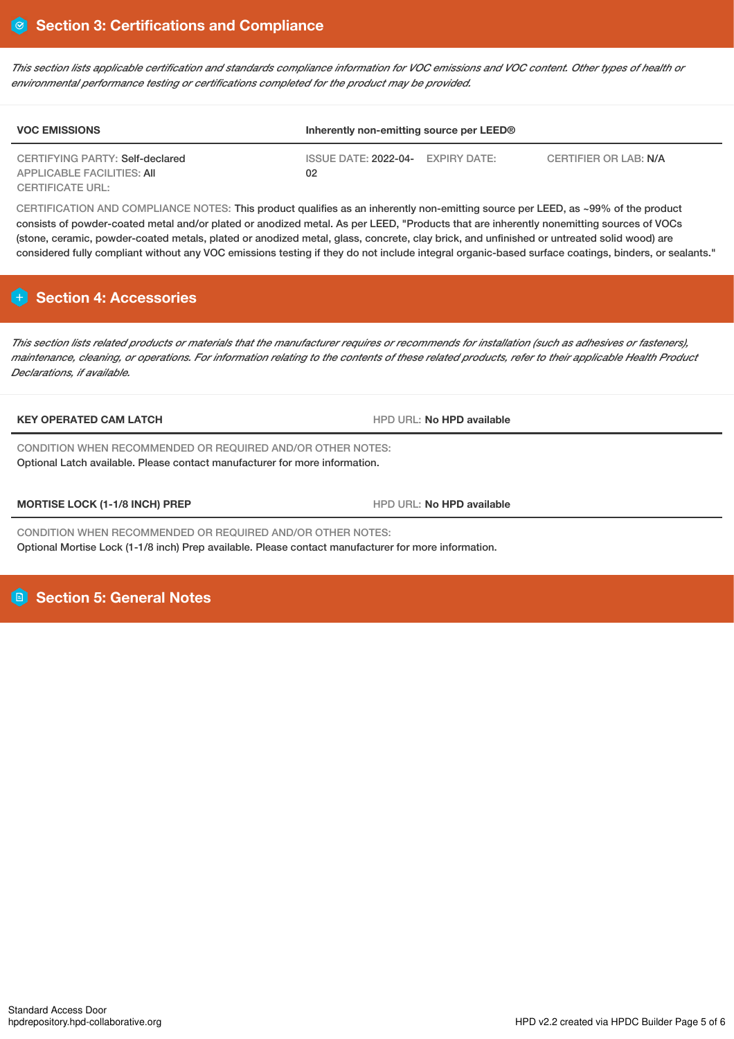## Section 3: Certifications and Compliance

*This section lists applicable certification and standards compliance information for VOC emissions and VOC content. Other types of health or environmental performance testing or certifications completed for the product may be provided.*

| **VOC EMISSIONS** | **Inherently non-emitting source per LEED®** | | |
|---|---|---|---|
| CERTIFYING PARTY: Self-declared<br>APPLICABLE FACILITIES: All<br>CERTIFICATE URL: | ISSUE DATE: 2022-04-02 | EXPIRY DATE: | CERTIFIER OR LAB: N/A |

CERTIFICATION AND COMPLIANCE NOTES: This product qualifies as an inherently non-emitting source per LEED, as ~99% of the product consists of powder-coated metal and/or plated or anodized metal. As per LEED, "Products that are inherently nonemitting sources of VOCs (stone, ceramic, powder-coated metals, plated or anodized metal, glass, concrete, clay brick, and unfinished or untreated solid wood) are considered fully compliant without any VOC emissions testing if they do not include integral organic-based surface coatings, binders, or sealants."

## Section 4: Accessories

*This section lists related products or materials that the manufacturer requires or recommends for installation (such as adhesives or fasteners), maintenance, cleaning, or operations. For information relating to the contents of these related products, refer to their applicable Health Product Declarations, if available.*

| **KEY OPERATED CAM LATCH** | HPD URL: **No HPD available** |
|---|---|

CONDITION WHEN RECOMMENDED OR REQUIRED AND/OR OTHER NOTES:
Optional Latch available. Please contact manufacturer for more information.

| **MORTISE LOCK (1-1/8 INCH) PREP** | HPD URL: **No HPD available** |
|---|---|

CONDITION WHEN RECOMMENDED OR REQUIRED AND/OR OTHER NOTES:
Optional Mortise Lock (1-1/8 inch) Prep available. Please contact manufacturer for more information.

## Section 5: General Notes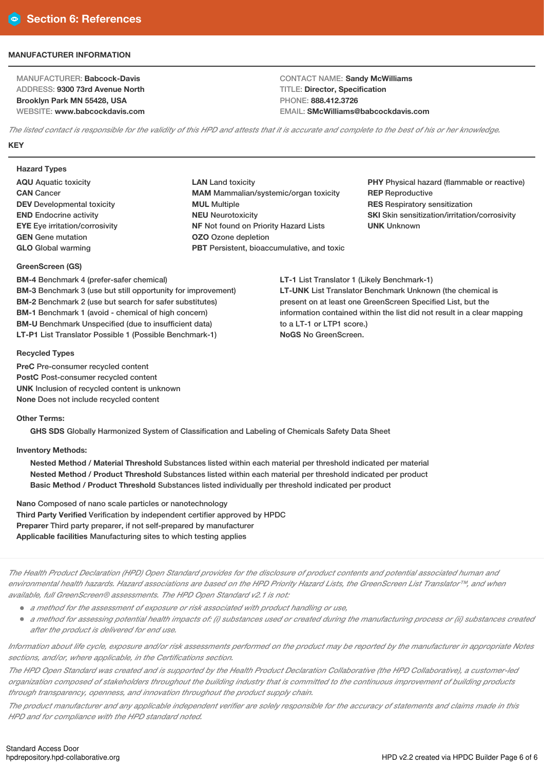# Section 6: References

## MANUFACTURER INFORMATION

MANUFACTURER: **Babcock-Davis**
ADDRESS: **9300 73rd Avenue North**
**Brooklyn Park MN 55428, USA**
WEBSITE: **www.babcockdavis.com**

CONTACT NAME: **Sandy McWilliams**
TITLE: **Director, Specification**
PHONE: **888.412.3726**
EMAIL: **SMcWilliams@babcockdavis.com**

*The listed contact is responsible for the validity of this HPD and attests that it is accurate and complete to the best of his or her knowledge.*

## KEY

### Hazard Types

**AQU** Aquatic toxicity
**CAN** Cancer
**DEV** Developmental toxicity
**END** Endocrine activity
**EYE** Eye irritation/corrosivity
**GEN** Gene mutation
**GLO** Global warming
**LAN** Land toxicity
**MAM** Mammalian/systemic/organ toxicity
**MUL** Multiple
**NEU** Neurotoxicity
**NF** Not found on Priority Hazard Lists
**OZO** Ozone depletion
**PBT** Persistent, bioaccumulative, and toxic
**PHY** Physical hazard (flammable or reactive)
**REP** Reproductive
**RES** Respiratory sensitization
**SKI** Skin sensitization/irritation/corrosivity
**UNK** Unknown

### GreenScreen (GS)

**BM-4** Benchmark 4 (prefer-safer chemical)
**BM-3** Benchmark 3 (use but still opportunity for improvement)
**BM-2** Benchmark 2 (use but search for safer substitutes)
**BM-1** Benchmark 1 (avoid - chemical of high concern)
**BM-U** Benchmark Unspecified (due to insufficient data)
**LT-P1** List Translator Possible 1 (Possible Benchmark-1)
**LT-1** List Translator 1 (Likely Benchmark-1)
**LT-UNK** List Translator Benchmark Unknown (the chemical is present on at least one GreenScreen Specified List, but the information contained within the list did not result in a clear mapping to a LT-1 or LTP1 score.)
**NoGS** No GreenScreen.

### Recycled Types

**PreC** Pre-consumer recycled content
**PostC** Post-consumer recycled content
**UNK** Inclusion of recycled content is unknown
**None** Does not include recycled content

### Other Terms:

**GHS SDS** Globally Harmonized System of Classification and Labeling of Chemicals Safety Data Sheet

### Inventory Methods:

**Nested Method / Material Threshold** Substances listed within each material per threshold indicated per material
**Nested Method / Product Threshold** Substances listed within each material per threshold indicated per product
**Basic Method / Product Threshold** Substances listed individually per threshold indicated per product

**Nano** Composed of nano scale particles or nanotechnology
**Third Party Verified** Verification by independent certifier approved by HPDC
**Preparer** Third party preparer, if not self-prepared by manufacturer
**Applicable facilities** Manufacturing sites to which testing applies

*The Health Product Declaration (HPD) Open Standard provides for the disclosure of product contents and potential associated human and environmental health hazards. Hazard associations are based on the HPD Priority Hazard Lists, the GreenScreen List Translator™, and when available, full GreenScreen® assessments. The HPD Open Standard v2.1 is not:*

- *a method for the assessment of exposure or risk associated with product handling or use,*
- *a method for assessing potential health impacts of: (i) substances used or created during the manufacturing process or (ii) substances created after the product is delivered for end use.*

*Information about life cycle, exposure and/or risk assessments performed on the product may be reported by the manufacturer in appropriate Notes sections, and/or, where applicable, in the Certifications section.*

*The HPD Open Standard was created and is supported by the Health Product Declaration Collaborative (the HPD Collaborative), a customer-led organization composed of stakeholders throughout the building industry that is committed to the continuous improvement of building products through transparency, openness, and innovation throughout the product supply chain.*

*The product manufacturer and any applicable independent verifier are solely responsible for the accuracy of statements and claims made in this HPD and for compliance with the HPD standard noted.*